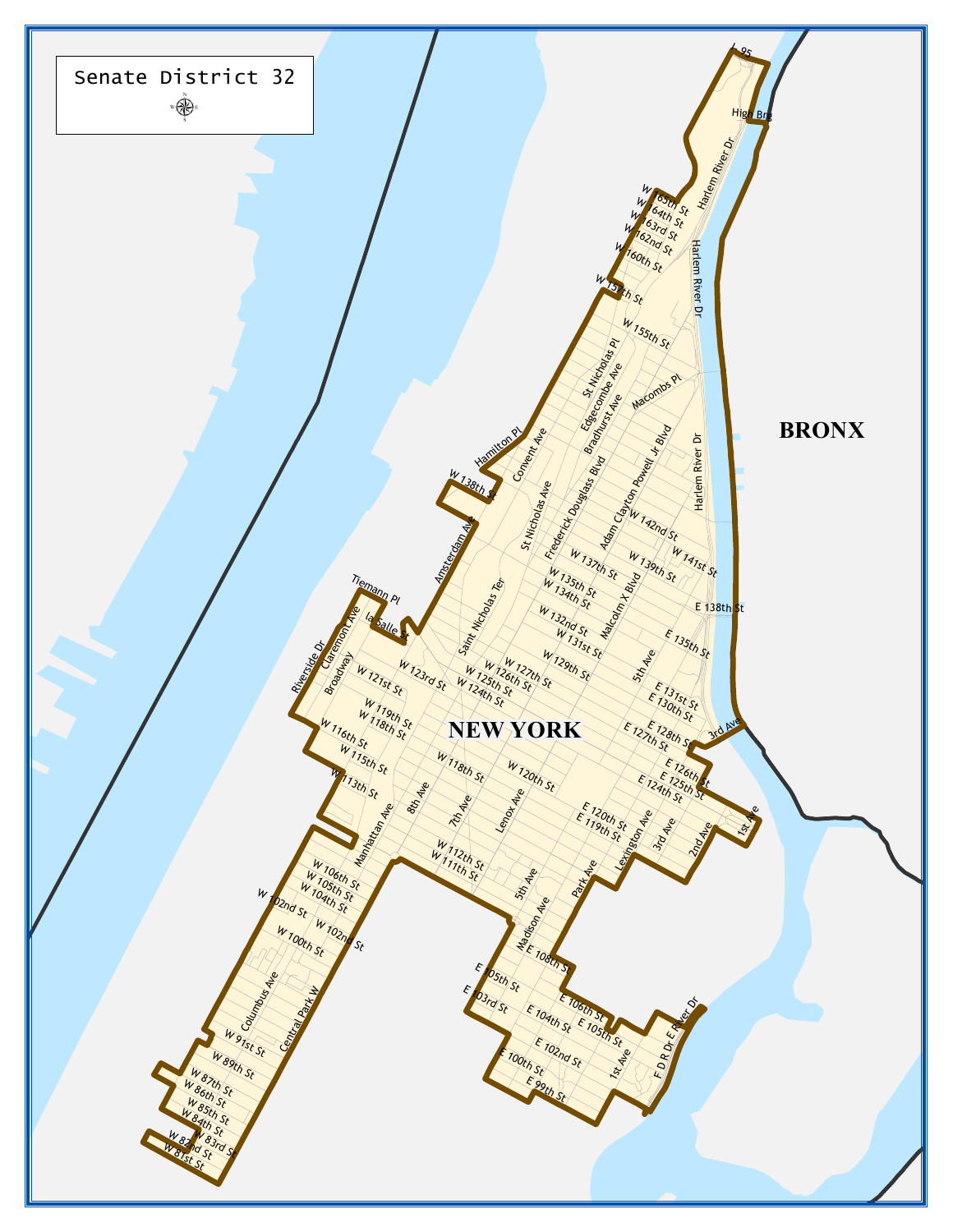Senate District 32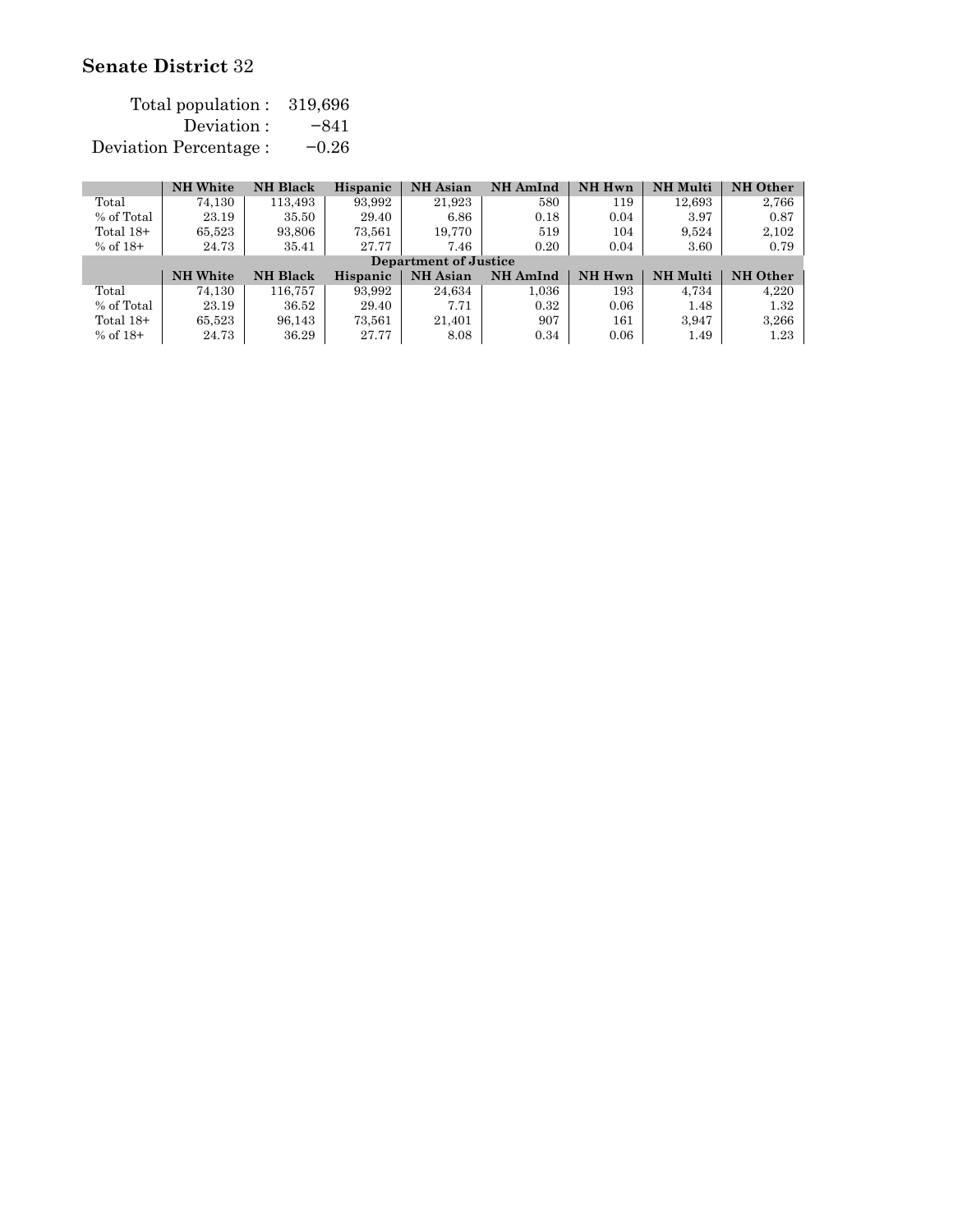## Senate District 32

Total population : 319,696
Deviation : −841
Deviation Percentage : −0.26

| | NH White | NH Black | Hispanic | NH Asian | NH AmInd | NH Hwn | NH Multi | NH Other |
|---|---|---|---|---|---|---|---|---|
| Total | 74,130 | 113,493 | 93,992 | 21,923 | 580 | 119 | 12,693 | 2,766 |
| % of Total | 23.19 | 35.50 | 29.40 | 6.86 | 0.18 | 0.04 | 3.97 | 0.87 |
| Total 18+ | 65,523 | 93,806 | 73,561 | 19,770 | 519 | 104 | 9,524 | 2,102 |
| % of 18+ | 24.73 | 35.41 | 27.77 | 7.46 | 0.20 | 0.04 | 3.60 | 0.79 |
| **Department of Justice** | | | | | | | | |
| | **NH White** | **NH Black** | **Hispanic** | **NH Asian** | **NH AmInd** | **NH Hwn** | **NH Multi** | **NH Other** |
| Total | 74,130 | 116,757 | 93,992 | 24,634 | 1,036 | 193 | 4,734 | 4,220 |
| % of Total | 23.19 | 36.52 | 29.40 | 7.71 | 0.32 | 0.06 | 1.48 | 1.32 |
| Total 18+ | 65,523 | 96,143 | 73,561 | 21,401 | 907 | 161 | 3,947 | 3,266 |
| % of 18+ | 24.73 | 36.29 | 27.77 | 8.08 | 0.34 | 0.06 | 1.49 | 1.23 |